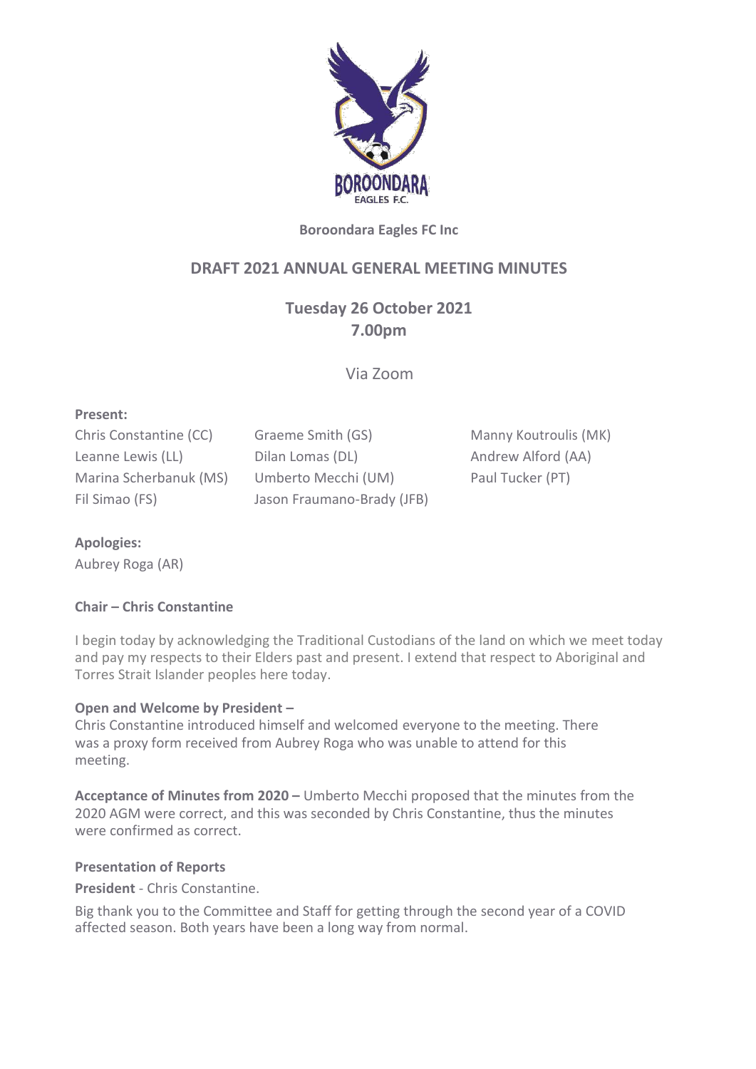**Boroondara Eagles FC Inc**

# DRAFT 2021 ANNUAL GENERAL MEETING MINUTES

## Tuesday 26 October 2021
## 7.00pm

Via Zoom

**Present:**

Chris Constantine (CC)
Leanne Lewis (LL)
Marina Scherbanuk (MS)
Fil Simao (FS)
Graeme Smith (GS)
Dilan Lomas (DL)
Umberto Mecchi (UM)
Jason Fraumano-Brady (JFB)
Manny Koutroulis (MK)
Andrew Alford (AA)
Paul Tucker (PT)

**Apologies:**

Aubrey Roga (AR)

**Chair – Chris Constantine**

I begin today by acknowledging the Traditional Custodians of the land on which we meet today and pay my respects to their Elders past and present. I extend that respect to Aboriginal and Torres Strait Islander peoples here today.

**Open and Welcome by President –**
Chris Constantine introduced himself and welcomed everyone to the meeting. There was a proxy form received from Aubrey Roga who was unable to attend for this meeting.

**Acceptance of Minutes from 2020 –** Umberto Mecchi proposed that the minutes from the 2020 AGM were correct, and this was seconded by Chris Constantine, thus the minutes were confirmed as correct.

**Presentation of Reports**

**President** - Chris Constantine.

Big thank you to the Committee and Staff for getting through the second year of a COVID affected season. Both years have been a long way from normal.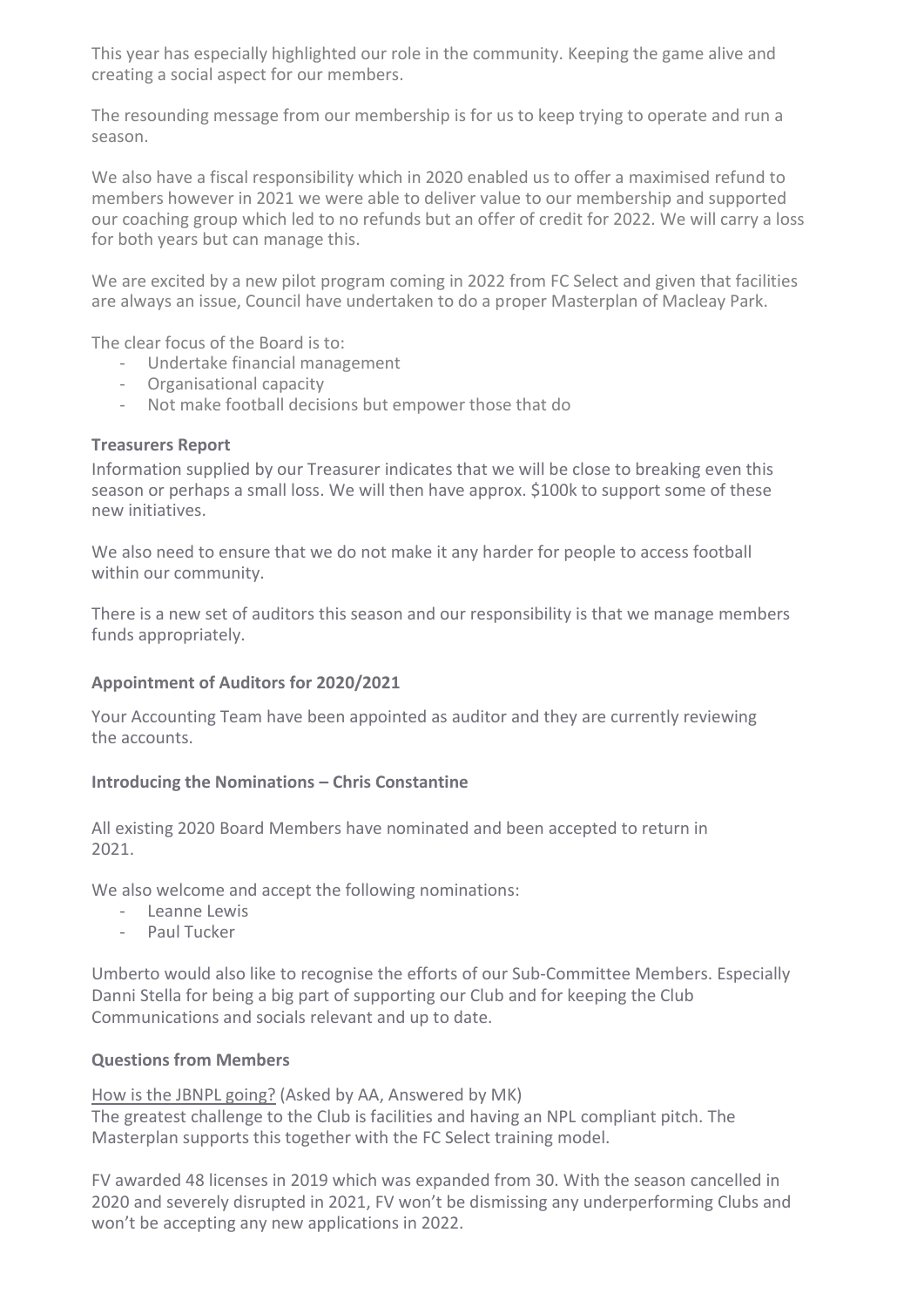This year has especially highlighted our role in the community. Keeping the game alive and creating a social aspect for our members.

The resounding message from our membership is for us to keep trying to operate and run a season.

We also have a fiscal responsibility which in 2020 enabled us to offer a maximised refund to members however in 2021 we were able to deliver value to our membership and supported our coaching group which led to no refunds but an offer of credit for 2022. We will carry a loss for both years but can manage this.

We are excited by a new pilot program coming in 2022 from FC Select and given that facilities are always an issue, Council have undertaken to do a proper Masterplan of Macleay Park.

The clear focus of the Board is to:

- Undertake financial management
- Organisational capacity
- Not make football decisions but empower those that do

**Treasurers Report**

Information supplied by our Treasurer indicates that we will be close to breaking even this season or perhaps a small loss. We will then have approx. $100k to support some of these new initiatives.

We also need to ensure that we do not make it any harder for people to access football within our community.

There is a new set of auditors this season and our responsibility is that we manage members funds appropriately.

**Appointment of Auditors for 2020/2021**

Your Accounting Team have been appointed as auditor and they are currently reviewing the accounts.

**Introducing the Nominations – Chris Constantine**

All existing 2020 Board Members have nominated and been accepted to return in 2021.

We also welcome and accept the following nominations:

- Leanne Lewis
- Paul Tucker

Umberto would also like to recognise the efforts of our Sub-Committee Members. Especially Danni Stella for being a big part of supporting our Club and for keeping the Club Communications and socials relevant and up to date.

**Questions from Members**

How is the JBNPL going? (Asked by AA, Answered by MK)
The greatest challenge to the Club is facilities and having an NPL compliant pitch. The Masterplan supports this together with the FC Select training model.

FV awarded 48 licenses in 2019 which was expanded from 30. With the season cancelled in 2020 and severely disrupted in 2021, FV won't be dismissing any underperforming Clubs and won't be accepting any new applications in 2022.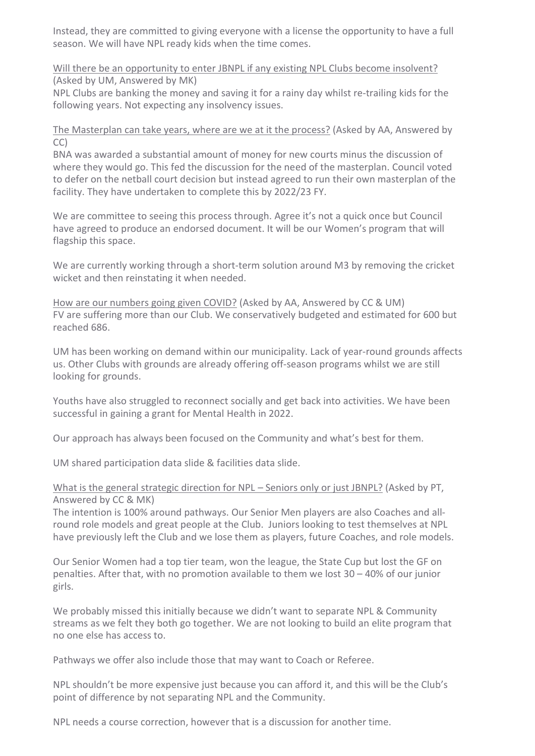Instead, they are committed to giving everyone with a license the opportunity to have a full season. We will have NPL ready kids when the time comes.

<u>Will there be an opportunity to enter JBNPL if any existing NPL Clubs become insolvent?</u> (Asked by UM, Answered by MK)
NPL Clubs are banking the money and saving it for a rainy day whilst re-trailing kids for the following years. Not expecting any insolvency issues.

<u>The Masterplan can take years, where are we at it the process?</u> (Asked by AA, Answered by CC)
BNA was awarded a substantial amount of money for new courts minus the discussion of where they would go. This fed the discussion for the need of the masterplan. Council voted to defer on the netball court decision but instead agreed to run their own masterplan of the facility. They have undertaken to complete this by 2022/23 FY.

We are committee to seeing this process through. Agree it's not a quick once but Council have agreed to produce an endorsed document. It will be our Women's program that will flagship this space.

We are currently working through a short-term solution around M3 by removing the cricket wicket and then reinstating it when needed.

<u>How are our numbers going given COVID?</u> (Asked by AA, Answered by CC & UM)
FV are suffering more than our Club. We conservatively budgeted and estimated for 600 but reached 686.

UM has been working on demand within our municipality. Lack of year-round grounds affects us. Other Clubs with grounds are already offering off-season programs whilst we are still looking for grounds.

Youths have also struggled to reconnect socially and get back into activities. We have been successful in gaining a grant for Mental Health in 2022.

Our approach has always been focused on the Community and what's best for them.

UM shared participation data slide & facilities data slide.

<u>What is the general strategic direction for NPL – Seniors only or just JBNPL?</u> (Asked by PT, Answered by CC & MK)
The intention is 100% around pathways. Our Senior Men players are also Coaches and all-round role models and great people at the Club. Juniors looking to test themselves at NPL have previously left the Club and we lose them as players, future Coaches, and role models.

Our Senior Women had a top tier team, won the league, the State Cup but lost the GF on penalties. After that, with no promotion available to them we lost 30 – 40% of our junior girls.

We probably missed this initially because we didn't want to separate NPL & Community streams as we felt they both go together. We are not looking to build an elite program that no one else has access to.

Pathways we offer also include those that may want to Coach or Referee.

NPL shouldn't be more expensive just because you can afford it, and this will be the Club's point of difference by not separating NPL and the Community.

NPL needs a course correction, however that is a discussion for another time.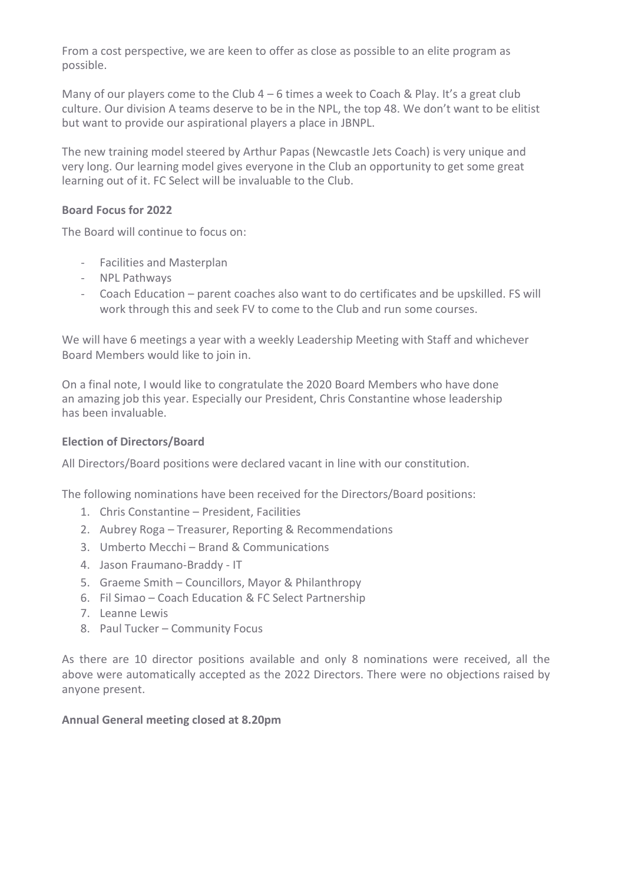From a cost perspective, we are keen to offer as close as possible to an elite program as possible.

Many of our players come to the Club 4 – 6 times a week to Coach & Play. It's a great club culture. Our division A teams deserve to be in the NPL, the top 48. We don't want to be elitist but want to provide our aspirational players a place in JBNPL.

The new training model steered by Arthur Papas (Newcastle Jets Coach) is very unique and very long. Our learning model gives everyone in the Club an opportunity to get some great learning out of it. FC Select will be invaluable to the Club.

**Board Focus for 2022**

The Board will continue to focus on:

- Facilities and Masterplan
- NPL Pathways
- Coach Education – parent coaches also want to do certificates and be upskilled. FS will work through this and seek FV to come to the Club and run some courses.

We will have 6 meetings a year with a weekly Leadership Meeting with Staff and whichever Board Members would like to join in.

On a final note, I would like to congratulate the 2020 Board Members who have done an amazing job this year. Especially our President, Chris Constantine whose leadership has been invaluable.

**Election of Directors/Board**

All Directors/Board positions were declared vacant in line with our constitution.

The following nominations have been received for the Directors/Board positions:

1. Chris Constantine – President, Facilities
2. Aubrey Roga – Treasurer, Reporting & Recommendations
3. Umberto Mecchi – Brand & Communications
4. Jason Fraumano-Braddy - IT
5. Graeme Smith – Councillors, Mayor & Philanthropy
6. Fil Simao – Coach Education & FC Select Partnership
7. Leanne Lewis
8. Paul Tucker – Community Focus

As there are 10 director positions available and only 8 nominations were received, all the above were automatically accepted as the 2022 Directors. There were no objections raised by anyone present.

**Annual General meeting closed at 8.20pm**